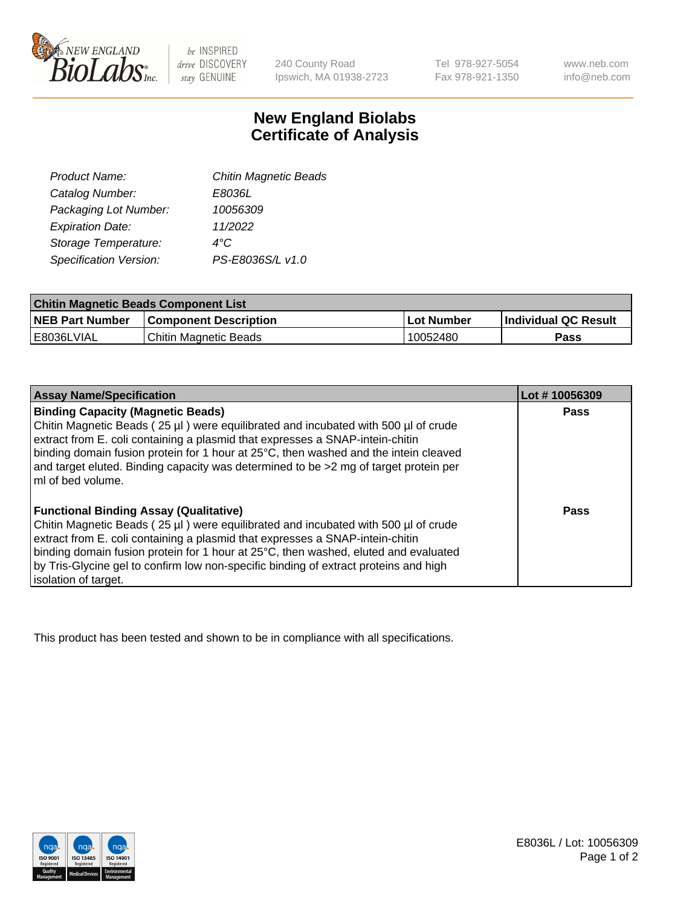# New England Biolabs Certificate of Analysis

| | |
|---|---|
| *Product Name:* | *Chitin Magnetic Beads* |
| *Catalog Number:* | *E8036L* |
| *Packaging Lot Number:* | *10056309* |
| *Expiration Date:* | *11/2022* |
| *Storage Temperature:* | *4°C* |
| *Specification Version:* | *PS-E8036S/L v1.0* |

| Chitin Magnetic Beads Component List | | | |
|---|---|---|---|
| **NEB Part Number** | **Component Description** | **Lot Number** | **Individual QC Result** |
| E8036LVIAL | Chitin Magnetic Beads | 10052480 | **Pass** |

| Assay Name/Specification | Lot # 10056309 |
|---|---|
| **Binding Capacity (Magnetic Beads)**<br>Chitin Magnetic Beads ( 25 µl ) were equilibrated and incubated with 500 µl of crude extract from E. coli containing a plasmid that expresses a SNAP-intein-chitin binding domain fusion protein for 1 hour at 25°C, then washed and the intein cleaved and target eluted. Binding capacity was determined to be >2 mg of target protein per ml of bed volume. | **Pass** |
| **Functional Binding Assay (Qualitative)**<br>Chitin Magnetic Beads ( 25 µl ) were equilibrated and incubated with 500 µl of crude extract from E. coli containing a plasmid that expresses a SNAP-intein-chitin binding domain fusion protein for 1 hour at 25°C, then washed, eluted and evaluated by Tris-Glycine gel to confirm low non-specific binding of extract proteins and high isolation of target. | **Pass** |

This product has been tested and shown to be in compliance with all specifications.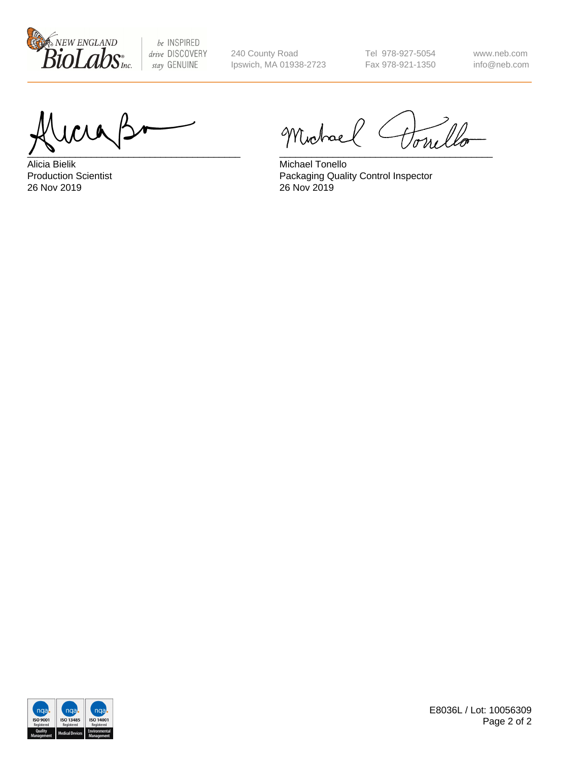Alicia Bielik
Production Scientist
26 Nov 2019

Michael Tonello
Packaging Quality Control Inspector
26 Nov 2019

E8036L / Lot: 10056309